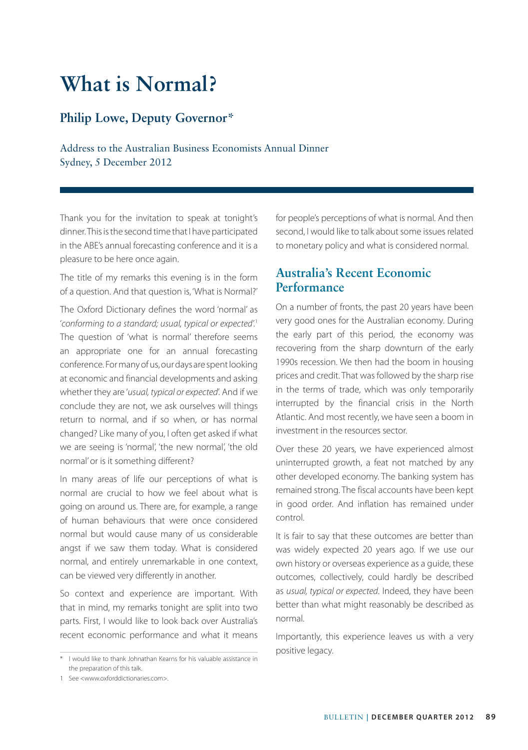# What is Normal?

## Philip Lowe, Deputy Governor*

Address to the Australian Business Economists Annual Dinner
Sydney, 5 December 2012

Thank you for the invitation to speak at tonight's dinner. This is the second time that I have participated in the ABE's annual forecasting conference and it is a pleasure to be here once again.

The title of my remarks this evening is in the form of a question. And that question is, 'What is Normal?'

The Oxford Dictionary defines the word 'normal' as '*conforming to a standard; usual, typical or expected*'.[1] The question of 'what is normal' therefore seems an appropriate one for an annual forecasting conference. For many of us, our days are spent looking at economic and financial developments and asking whether they are '*usual, typical or expected*'. And if we conclude they are not, we ask ourselves will things return to normal, and if so when, or has normal changed? Like many of you, I often get asked if what we are seeing is 'normal', 'the new normal', 'the old normal' or is it something different?

In many areas of life our perceptions of what is normal are crucial to how we feel about what is going on around us. There are, for example, a range of human behaviours that were once considered normal but would cause many of us considerable angst if we saw them today. What is considered normal, and entirely unremarkable in one context, can be viewed very differently in another.

So context and experience are important. With that in mind, my remarks tonight are split into two parts. First, I would like to look back over Australia's recent economic performance and what it means for people's perceptions of what is normal. And then second, I would like to talk about some issues related to monetary policy and what is considered normal.

## Australia's Recent Economic Performance

On a number of fronts, the past 20 years have been very good ones for the Australian economy. During the early part of this period, the economy was recovering from the sharp downturn of the early 1990s recession. We then had the boom in housing prices and credit. That was followed by the sharp rise in the terms of trade, which was only temporarily interrupted by the financial crisis in the North Atlantic. And most recently, we have seen a boom in investment in the resources sector.

Over these 20 years, we have experienced almost uninterrupted growth, a feat not matched by any other developed economy. The banking system has remained strong. The fiscal accounts have been kept in good order. And inflation has remained under control.

It is fair to say that these outcomes are better than was widely expected 20 years ago. If we use our own history or overseas experience as a guide, these outcomes, collectively, could hardly be described as *usual, typical or expected*. Indeed, they have been better than what might reasonably be described as normal.

Importantly, this experience leaves us with a very positive legacy.

\* I would like to thank Johnathan Kearns for his valuable assistance in the preparation of this talk.

1 See <www.oxforddictionaries.com>.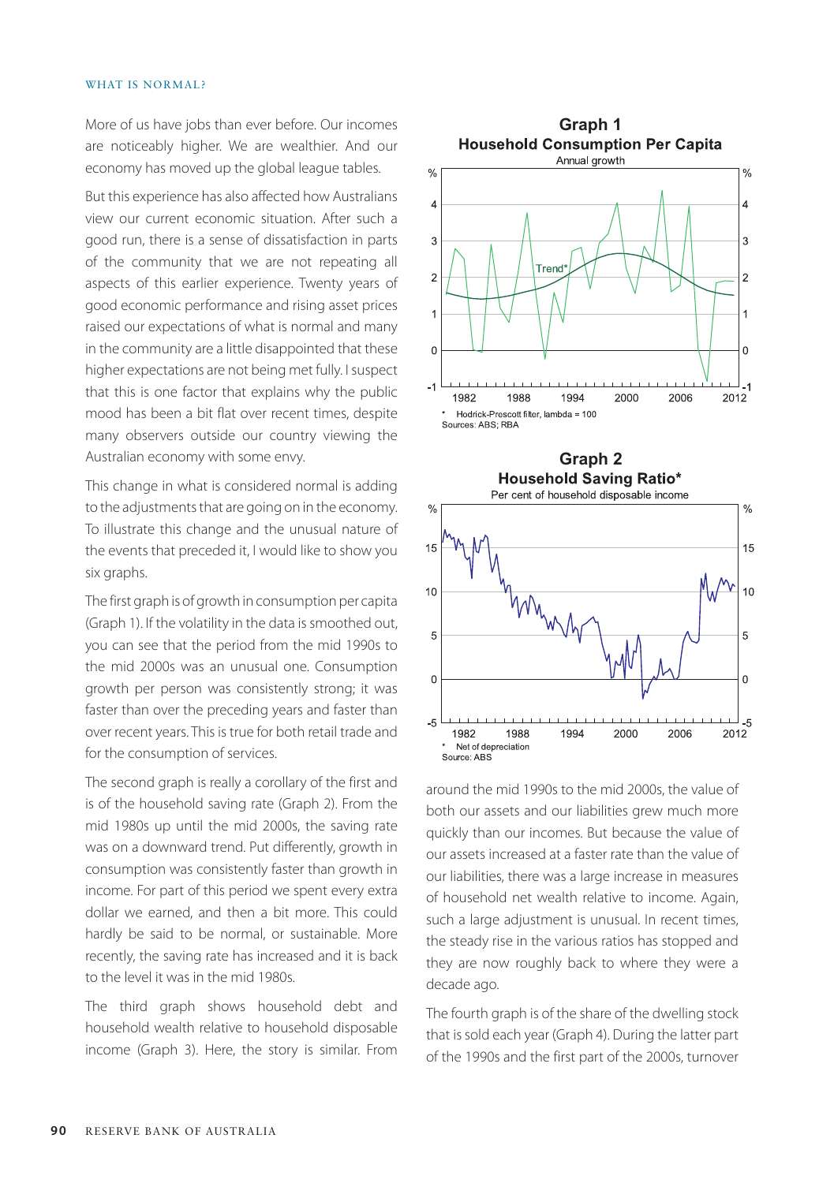More of us have jobs than ever before. Our incomes are noticeably higher. We are wealthier. And our economy has moved up the global league tables.

But this experience has also affected how Australians view our current economic situation. After such a good run, there is a sense of dissatisfaction in parts of the community that we are not repeating all aspects of this earlier experience. Twenty years of good economic performance and rising asset prices raised our expectations of what is normal and many in the community are a little disappointed that these higher expectations are not being met fully. I suspect that this is one factor that explains why the public mood has been a bit flat over recent times, despite many observers outside our country viewing the Australian economy with some envy.

This change in what is considered normal is adding to the adjustments that are going on in the economy. To illustrate this change and the unusual nature of the events that preceded it, I would like to show you six graphs.

The first graph is of growth in consumption per capita (Graph 1). If the volatility in the data is smoothed out, you can see that the period from the mid 1990s to the mid 2000s was an unusual one. Consumption growth per person was consistently strong; it was faster than over the preceding years and faster than over recent years. This is true for both retail trade and for the consumption of services.

The second graph is really a corollary of the first and is of the household saving rate (Graph 2). From the mid 1980s up until the mid 2000s, the saving rate was on a downward trend. Put differently, growth in consumption was consistently faster than growth in income. For part of this period we spent every extra dollar we earned, and then a bit more. This could hardly be said to be normal, or sustainable. More recently, the saving rate has increased and it is back to the level it was in the mid 1980s.

The third graph shows household debt and household wealth relative to household disposable income (Graph 3). Here, the story is similar. From around the mid 1990s to the mid 2000s, the value of both our assets and our liabilities grew much more quickly than our incomes. But because the value of our assets increased at a faster rate than the value of our liabilities, there was a large increase in measures of household net wealth relative to income. Again, such a large adjustment is unusual. In recent times, the steady rise in the various ratios has stopped and they are now roughly back to where they were a decade ago.

The fourth graph is of the share of the dwelling stock that is sold each year (Graph 4). During the latter part of the 1990s and the first part of the 2000s, turnover

**Graph 1**
**Household Consumption Per Capita**
Annual growth

\* Hodrick-Prescott filter, lambda = 100
Sources: ABS; RBA

**Graph 2**
**Household Saving Ratio\***
Per cent of household disposable income

\* Net of depreciation
Source: ABS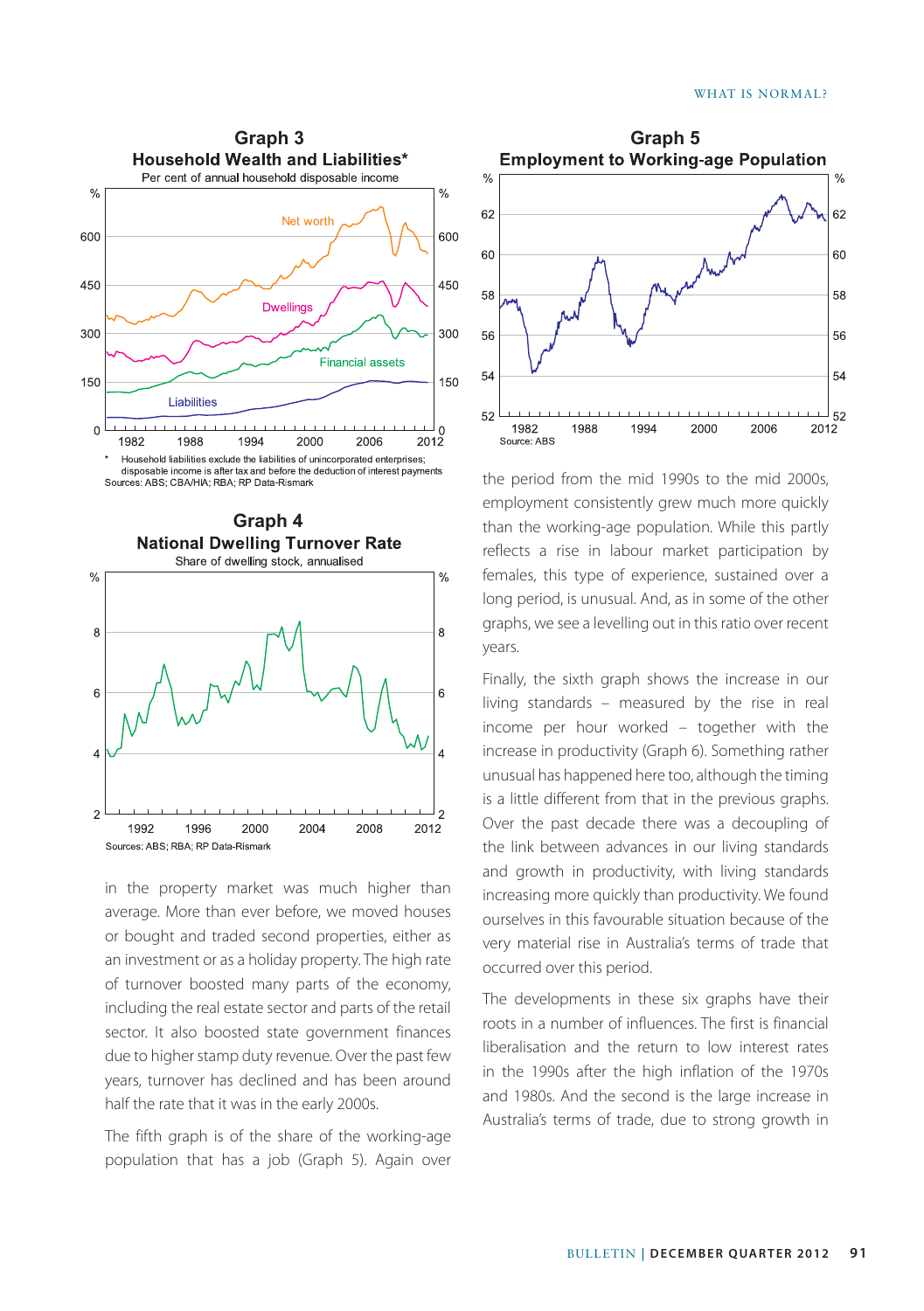## Graph 3

### Household Wealth and Liabilities*

Per cent of annual household disposable income

\* Household liabilities exclude the liabilities of unincorporated enterprises; disposable income is after tax and before the deduction of interest payments

Sources: ABS; CBA/HIA; RBA; RP Data-Rismark

## Graph 4

### National Dwelling Turnover Rate

Share of dwelling stock, annualised

Sources: ABS; RBA; RP Data-Rismark

in the property market was much higher than average. More than ever before, we moved houses or bought and traded second properties, either as an investment or as a holiday property. The high rate of turnover boosted many parts of the economy, including the real estate sector and parts of the retail sector. It also boosted state government finances due to higher stamp duty revenue. Over the past few years, turnover has declined and has been around half the rate that it was in the early 2000s.

The fifth graph is of the share of the working-age population that has a job (Graph 5). Again over

## Graph 5

### Employment to Working-age Population

Source: ABS

the period from the mid 1990s to the mid 2000s, employment consistently grew much more quickly than the working-age population. While this partly reflects a rise in labour market participation by females, this type of experience, sustained over a long period, is unusual. And, as in some of the other graphs, we see a levelling out in this ratio over recent years.

Finally, the sixth graph shows the increase in our living standards – measured by the rise in real income per hour worked – together with the increase in productivity (Graph 6). Something rather unusual has happened here too, although the timing is a little different from that in the previous graphs. Over the past decade there was a decoupling of the link between advances in our living standards and growth in productivity, with living standards increasing more quickly than productivity. We found ourselves in this favourable situation because of the very material rise in Australia's terms of trade that occurred over this period.

The developments in these six graphs have their roots in a number of influences. The first is financial liberalisation and the return to low interest rates in the 1990s after the high inflation of the 1970s and 1980s. And the second is the large increase in Australia's terms of trade, due to strong growth in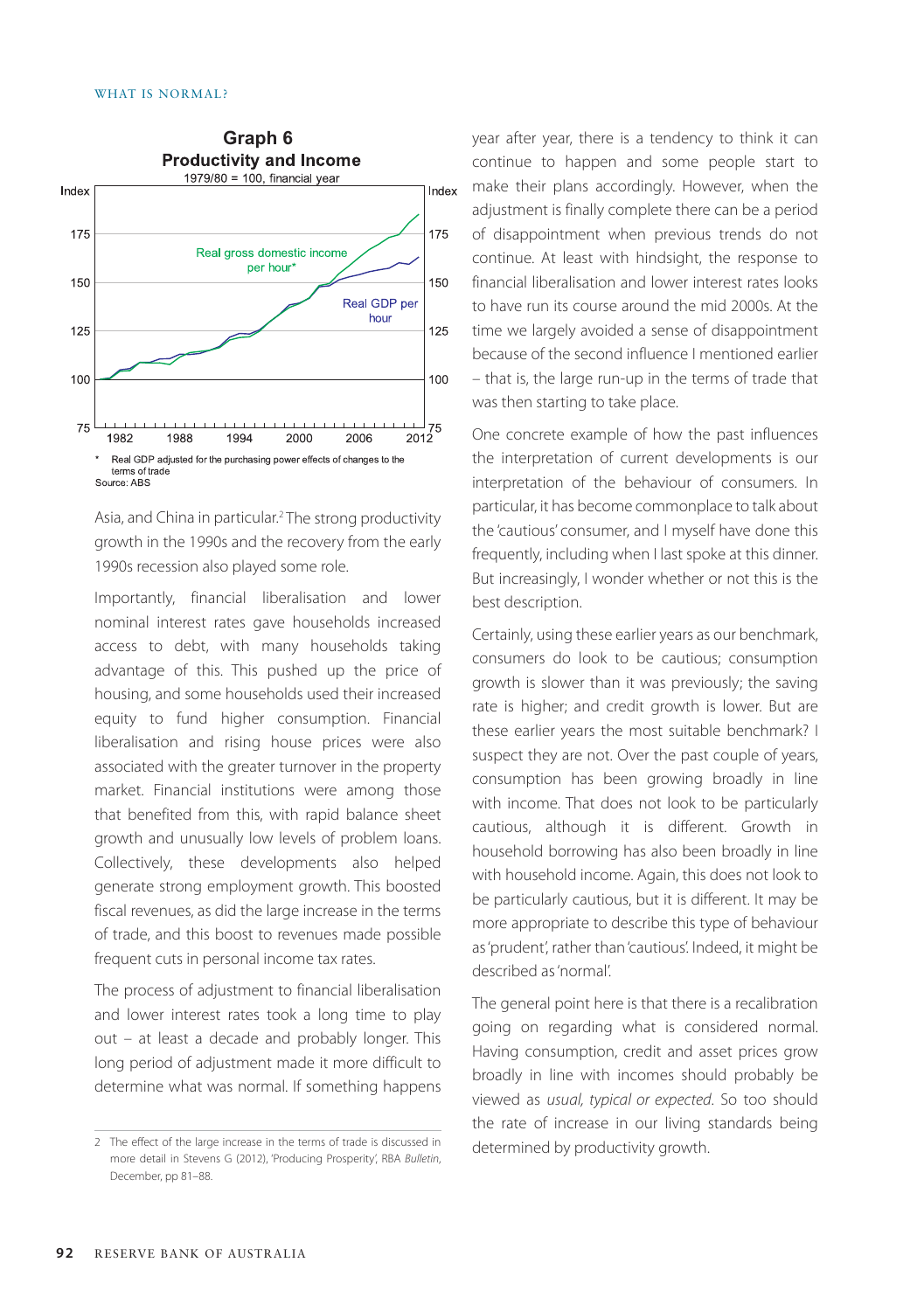**Graph 6**
**Productivity and Income**
1979/80 = 100, financial year

\* Real GDP adjusted for the purchasing power effects of changes to the terms of trade
Source: ABS

Asia, and China in particular.[2] The strong productivity growth in the 1990s and the recovery from the early 1990s recession also played some role.

Importantly, financial liberalisation and lower nominal interest rates gave households increased access to debt, with many households taking advantage of this. This pushed up the price of housing, and some households used their increased equity to fund higher consumption. Financial liberalisation and rising house prices were also associated with the greater turnover in the property market. Financial institutions were among those that benefited from this, with rapid balance sheet growth and unusually low levels of problem loans. Collectively, these developments also helped generate strong employment growth. This boosted fiscal revenues, as did the large increase in the terms of trade, and this boost to revenues made possible frequent cuts in personal income tax rates.

The process of adjustment to financial liberalisation and lower interest rates took a long time to play out – at least a decade and probably longer. This long period of adjustment made it more difficult to determine what was normal. If something happens year after year, there is a tendency to think it can continue to happen and some people start to make their plans accordingly. However, when the adjustment is finally complete there can be a period of disappointment when previous trends do not continue. At least with hindsight, the response to financial liberalisation and lower interest rates looks to have run its course around the mid 2000s. At the time we largely avoided a sense of disappointment because of the second influence I mentioned earlier – that is, the large run-up in the terms of trade that was then starting to take place.

One concrete example of how the past influences the interpretation of current developments is our interpretation of the behaviour of consumers. In particular, it has become commonplace to talk about the 'cautious' consumer, and I myself have done this frequently, including when I last spoke at this dinner. But increasingly, I wonder whether or not this is the best description.

Certainly, using these earlier years as our benchmark, consumers do look to be cautious; consumption growth is slower than it was previously; the saving rate is higher; and credit growth is lower. But are these earlier years the most suitable benchmark? I suspect they are not. Over the past couple of years, consumption has been growing broadly in line with income. That does not look to be particularly cautious, although it is different. Growth in household borrowing has also been broadly in line with household income. Again, this does not look to be particularly cautious, but it is different. It may be more appropriate to describe this type of behaviour as 'prudent', rather than 'cautious'. Indeed, it might be described as 'normal'.

The general point here is that there is a recalibration going on regarding what is considered normal. Having consumption, credit and asset prices grow broadly in line with incomes should probably be viewed as *usual, typical or expected*. So too should the rate of increase in our living standards being determined by productivity growth.

---

2 The effect of the large increase in the terms of trade is discussed in more detail in Stevens G (2012), 'Producing Prosperity', RBA *Bulletin*, December, pp 81–88.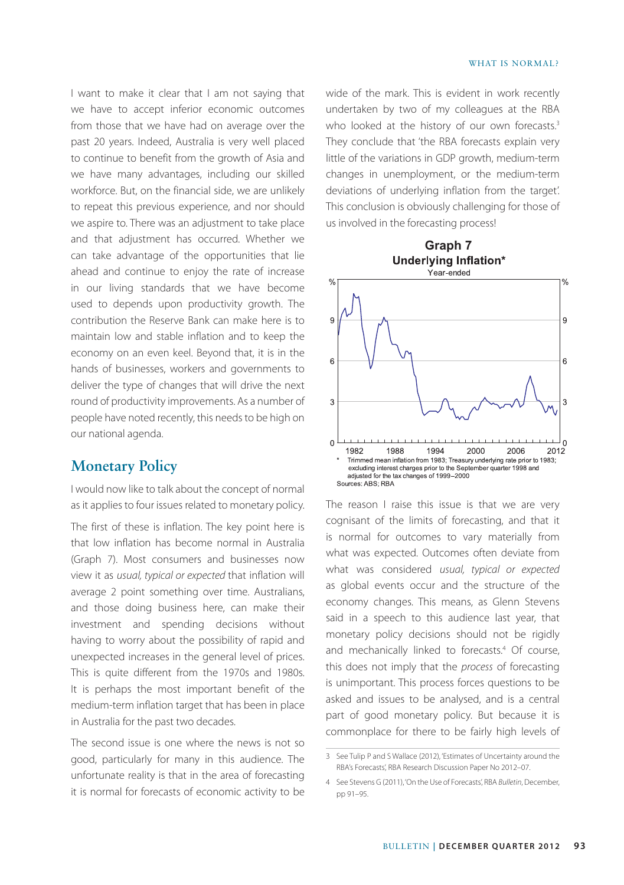I want to make it clear that I am not saying that we have to accept inferior economic outcomes from those that we have had on average over the past 20 years. Indeed, Australia is very well placed to continue to benefit from the growth of Asia and we have many advantages, including our skilled workforce. But, on the financial side, we are unlikely to repeat this previous experience, and nor should we aspire to. There was an adjustment to take place and that adjustment has occurred. Whether we can take advantage of the opportunities that lie ahead and continue to enjoy the rate of increase in our living standards that we have become used to depends upon productivity growth. The contribution the Reserve Bank can make here is to maintain low and stable inflation and to keep the economy on an even keel. Beyond that, it is in the hands of businesses, workers and governments to deliver the type of changes that will drive the next round of productivity improvements. As a number of people have noted recently, this needs to be high on our national agenda.

## Monetary Policy

I would now like to talk about the concept of normal as it applies to four issues related to monetary policy.

The first of these is inflation. The key point here is that low inflation has become normal in Australia (Graph 7). Most consumers and businesses now view it as *usual, typical or expected* that inflation will average 2 point something over time. Australians, and those doing business here, can make their investment and spending decisions without having to worry about the possibility of rapid and unexpected increases in the general level of prices. This is quite different from the 1970s and 1980s. It is perhaps the most important benefit of the medium-term inflation target that has been in place in Australia for the past two decades.

The second issue is one where the news is not so good, particularly for many in this audience. The unfortunate reality is that in the area of forecasting it is normal for forecasts of economic activity to be wide of the mark. This is evident in work recently undertaken by two of my colleagues at the RBA who looked at the history of our own forecasts.[3] They conclude that 'the RBA forecasts explain very little of the variations in GDP growth, medium-term changes in unemployment, or the medium-term deviations of underlying inflation from the target'. This conclusion is obviously challenging for those of us involved in the forecasting process!

**Graph 7**
**Underlying Inflation***
Year-ended

\* Trimmed mean inflation from 1983; Treasury underlying rate prior to 1983; excluding interest charges prior to the September quarter 1998 and adjusted for the tax changes of 1999–2000

Sources: ABS; RBA

The reason I raise this issue is that we are very cognisant of the limits of forecasting, and that it is normal for outcomes to vary materially from what was expected. Outcomes often deviate from what was considered *usual, typical or expected* as global events occur and the structure of the economy changes. This means, as Glenn Stevens said in a speech to this audience last year, that monetary policy decisions should not be rigidly and mechanically linked to forecasts.[4] Of course, this does not imply that the *process* of forecasting is unimportant. This process forces questions to be asked and issues to be analysed, and is a central part of good monetary policy. But because it is commonplace for there to be fairly high levels of

---

3 See Tulip P and S Wallace (2012), 'Estimates of Uncertainty around the RBA's Forecasts', RBA Research Discussion Paper No 2012–07.

4 See Stevens G (2011), 'On the Use of Forecasts', RBA *Bulletin*, December, pp 91–95.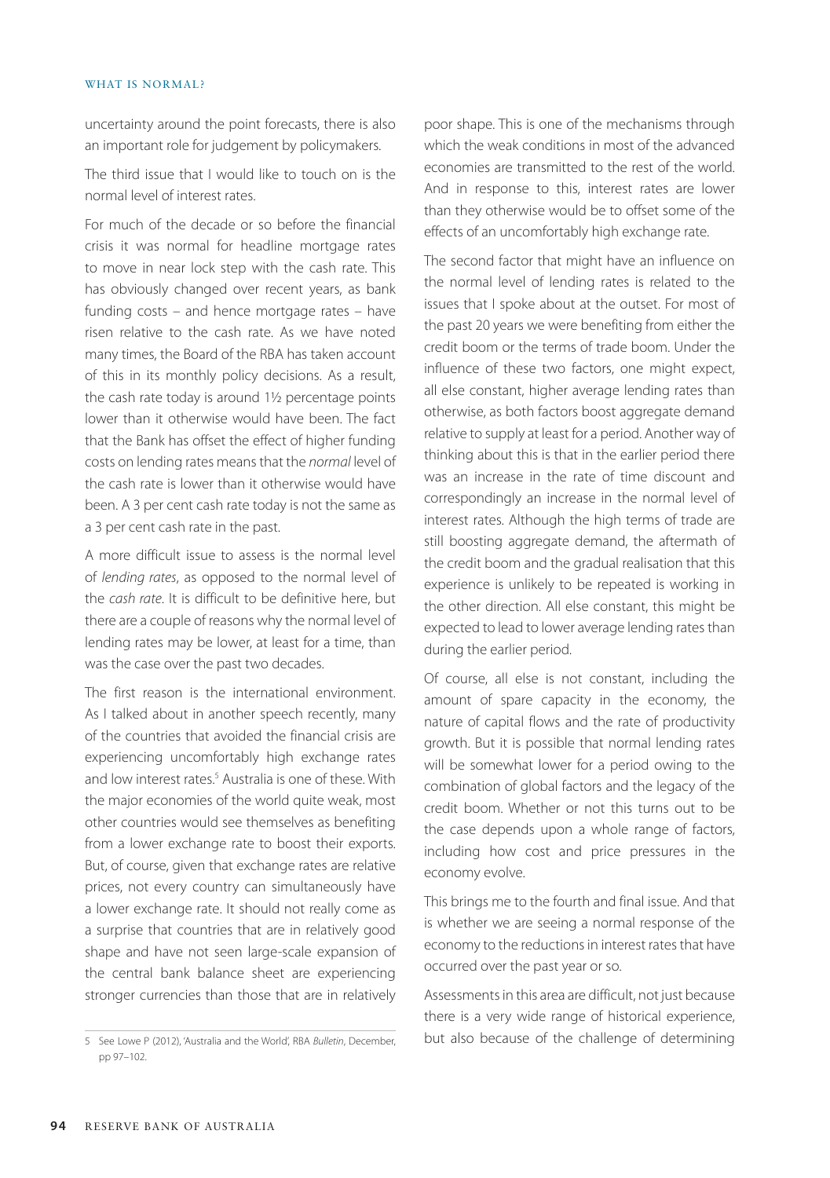uncertainty around the point forecasts, there is also an important role for judgement by policymakers.

The third issue that I would like to touch on is the normal level of interest rates.

For much of the decade or so before the financial crisis it was normal for headline mortgage rates to move in near lock step with the cash rate. This has obviously changed over recent years, as bank funding costs – and hence mortgage rates – have risen relative to the cash rate. As we have noted many times, the Board of the RBA has taken account of this in its monthly policy decisions. As a result, the cash rate today is around 1½ percentage points lower than it otherwise would have been. The fact that the Bank has offset the effect of higher funding costs on lending rates means that the *normal* level of the cash rate is lower than it otherwise would have been. A 3 per cent cash rate today is not the same as a 3 per cent cash rate in the past.

A more difficult issue to assess is the normal level of *lending rates*, as opposed to the normal level of the *cash rate*. It is difficult to be definitive here, but there are a couple of reasons why the normal level of lending rates may be lower, at least for a time, than was the case over the past two decades.

The first reason is the international environment. As I talked about in another speech recently, many of the countries that avoided the financial crisis are experiencing uncomfortably high exchange rates and low interest rates.[5] Australia is one of these. With the major economies of the world quite weak, most other countries would see themselves as benefiting from a lower exchange rate to boost their exports. But, of course, given that exchange rates are relative prices, not every country can simultaneously have a lower exchange rate. It should not really come as a surprise that countries that are in relatively good shape and have not seen large-scale expansion of the central bank balance sheet are experiencing stronger currencies than those that are in relatively poor shape. This is one of the mechanisms through which the weak conditions in most of the advanced economies are transmitted to the rest of the world. And in response to this, interest rates are lower than they otherwise would be to offset some of the effects of an uncomfortably high exchange rate.

The second factor that might have an influence on the normal level of lending rates is related to the issues that I spoke about at the outset. For most of the past 20 years we were benefiting from either the credit boom or the terms of trade boom. Under the influence of these two factors, one might expect, all else constant, higher average lending rates than otherwise, as both factors boost aggregate demand relative to supply at least for a period. Another way of thinking about this is that in the earlier period there was an increase in the rate of time discount and correspondingly an increase in the normal level of interest rates. Although the high terms of trade are still boosting aggregate demand, the aftermath of the credit boom and the gradual realisation that this experience is unlikely to be repeated is working in the other direction. All else constant, this might be expected to lead to lower average lending rates than during the earlier period.

Of course, all else is not constant, including the amount of spare capacity in the economy, the nature of capital flows and the rate of productivity growth. But it is possible that normal lending rates will be somewhat lower for a period owing to the combination of global factors and the legacy of the credit boom. Whether or not this turns out to be the case depends upon a whole range of factors, including how cost and price pressures in the economy evolve.

This brings me to the fourth and final issue. And that is whether we are seeing a normal response of the economy to the reductions in interest rates that have occurred over the past year or so.

Assessments in this area are difficult, not just because there is a very wide range of historical experience, but also because of the challenge of determining

5 See Lowe P (2012), 'Australia and the World', RBA *Bulletin*, December, pp 97–102.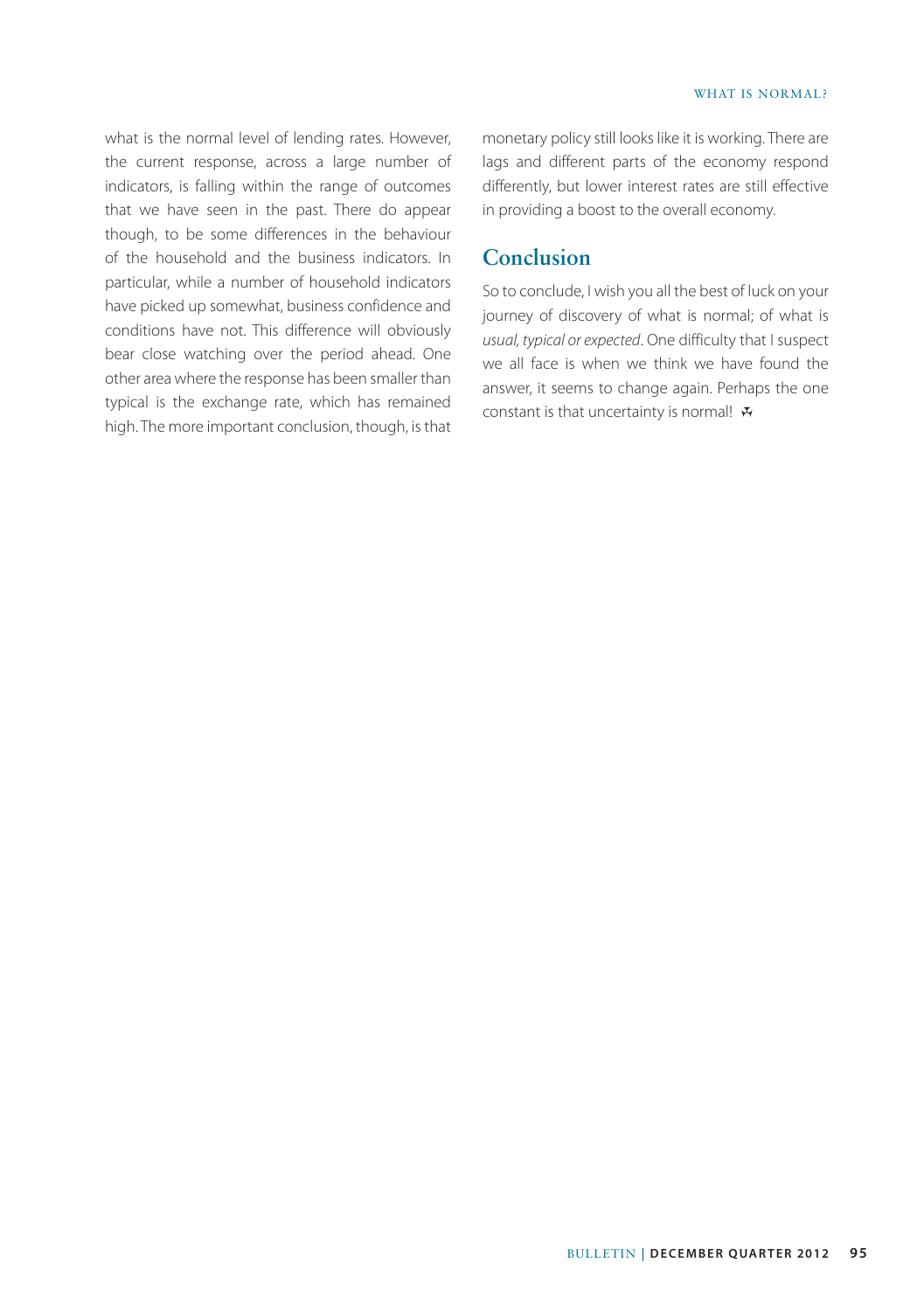what is the normal level of lending rates. However, the current response, across a large number of indicators, is falling within the range of outcomes that we have seen in the past. There do appear though, to be some differences in the behaviour of the household and the business indicators. In particular, while a number of household indicators have picked up somewhat, business confidence and conditions have not. This difference will obviously bear close watching over the period ahead. One other area where the response has been smaller than typical is the exchange rate, which has remained high. The more important conclusion, though, is that monetary policy still looks like it is working. There are lags and different parts of the economy respond differently, but lower interest rates are still effective in providing a boost to the overall economy.

## Conclusion

So to conclude, I wish you all the best of luck on your journey of discovery of what is normal; of what is *usual, typical or expected*. One difficulty that I suspect we all face is when we think we have found the answer, it seems to change again. Perhaps the one constant is that uncertainty is normal!